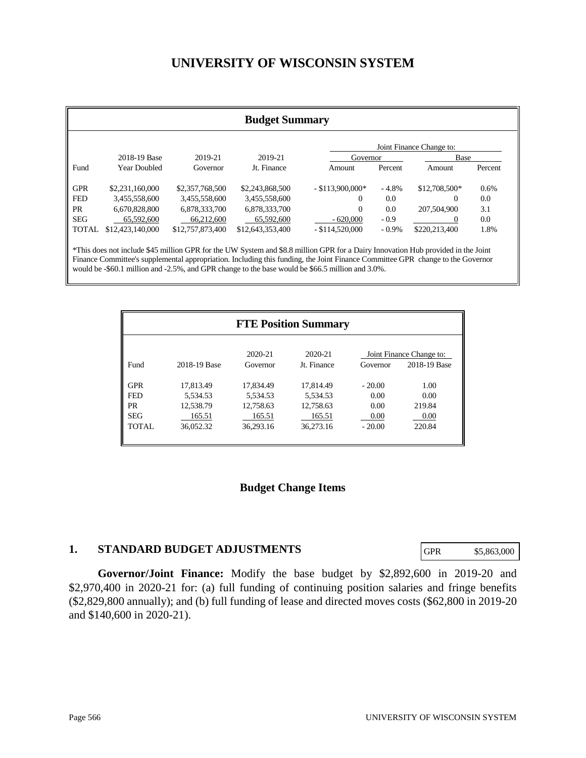# UNIVERSITY OF WISCONSIN SYSTEM

## Budget Summary

| | | | | Joint Finance Change to: | | | |
|---|---|---|---|---|---|---|---|
| | 2018-19 Base | 2019-21 | 2019-21 | Governor | | Base | |
| Fund | Year Doubled | Governor | Jt. Finance | Amount | Percent | Amount | Percent |
| GPR | $2,231,160,000 | $2,357,768,500 | $2,243,868,500 | - $113,900,000* | - 4.8% | $12,708,500* | 0.6% |
| FED | 3,455,558,600 | 3,455,558,600 | 3,455,558,600 | 0 | 0.0 | 0 | 0.0 |
| PR | 6,670,828,800 | 6,878,333,700 | 6,878,333,700 | 0 | 0.0 | 207,504,900 | 3.1 |
| SEG | 65,592,600 | 66,212,600 | 65,592,600 | - 620,000 | - 0.9 | 0 | 0.0 |
| TOTAL | $12,423,140,000 | $12,757,873,400 | $12,643,353,400 | - $114,520,000 | - 0.9% | $220,213,400 | 1.8% |

*This does not include $45 million GPR for the UW System and $8.8 million GPR for a Dairy Innovation Hub provided in the Joint Finance Committee's supplemental appropriation. Including this funding, the Joint Finance Committee GPR change to the Governor would be -$60.1 million and -2.5%, and GPR change to the base would be $66.5 million and 3.0%.

## FTE Position Summary

| | | 2020-21 | 2020-21 | Joint Finance Change to: | |
|---|---|---|---|---|---|
| Fund | 2018-19 Base | Governor | Jt. Finance | Governor | 2018-19 Base |
| GPR | 17,813.49 | 17,834.49 | 17,814.49 | - 20.00 | 1.00 |
| FED | 5,534.53 | 5,534.53 | 5,534.53 | 0.00 | 0.00 |
| PR | 12,538.79 | 12,758.63 | 12,758.63 | 0.00 | 219.84 |
| SEG | 165.51 | 165.51 | 165.51 | 0.00 | 0.00 |
| TOTAL | 36,052.32 | 36,293.16 | 36,273.16 | - 20.00 | 220.84 |

## Budget Change Items

### 1. STANDARD BUDGET ADJUSTMENTS

| GPR | $5,863,000 |
|---|---|

**Governor/Joint Finance:** Modify the base budget by $2,892,600 in 2019-20 and $2,970,400 in 2020-21 for: (a) full funding of continuing position salaries and fringe benefits ($2,829,800 annually); and (b) full funding of lease and directed moves costs ($62,800 in 2019-20 and $140,600 in 2020-21).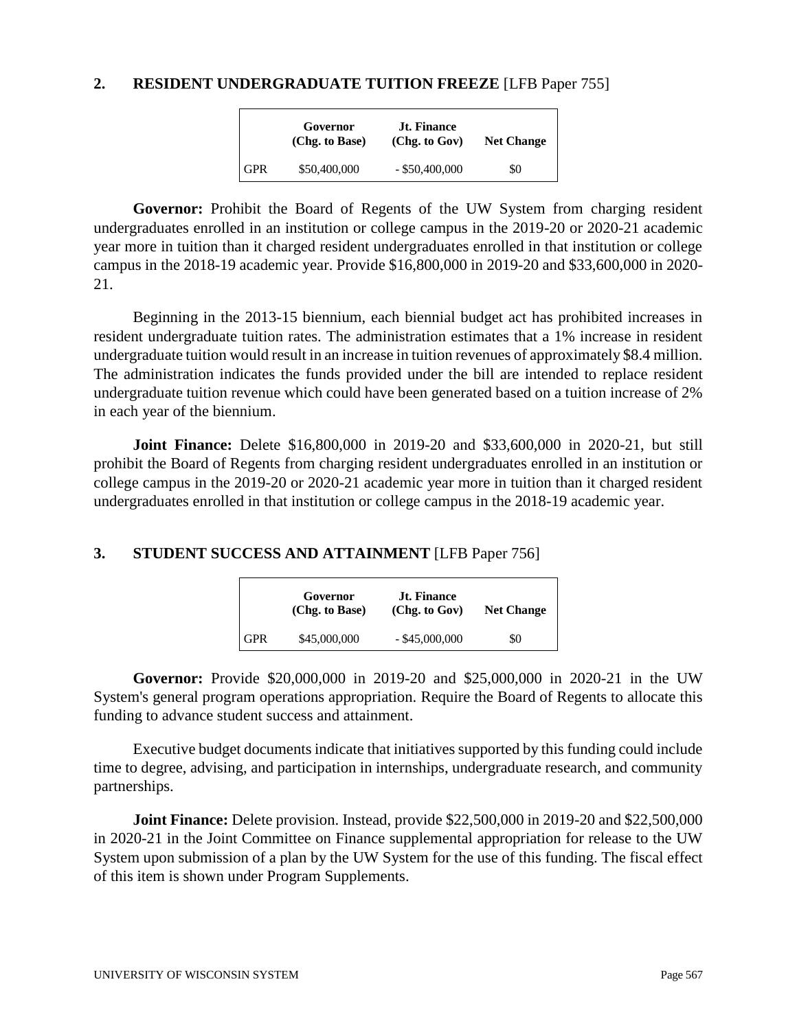## 2. RESIDENT UNDERGRADUATE TUITION FREEZE [LFB Paper 755]

| | Governor (Chg. to Base) | Jt. Finance (Chg. to Gov) | Net Change |
|---|---|---|---|
| GPR | $50,400,000 | - $50,400,000 | $0 |

**Governor:** Prohibit the Board of Regents of the UW System from charging resident undergraduates enrolled in an institution or college campus in the 2019-20 or 2020-21 academic year more in tuition than it charged resident undergraduates enrolled in that institution or college campus in the 2018-19 academic year. Provide $16,800,000 in 2019-20 and $33,600,000 in 2020-21.

Beginning in the 2013-15 biennium, each biennial budget act has prohibited increases in resident undergraduate tuition rates. The administration estimates that a 1% increase in resident undergraduate tuition would result in an increase in tuition revenues of approximately $8.4 million. The administration indicates the funds provided under the bill are intended to replace resident undergraduate tuition revenue which could have been generated based on a tuition increase of 2% in each year of the biennium.

**Joint Finance:** Delete $16,800,000 in 2019-20 and $33,600,000 in 2020-21, but still prohibit the Board of Regents from charging resident undergraduates enrolled in an institution or college campus in the 2019-20 or 2020-21 academic year more in tuition than it charged resident undergraduates enrolled in that institution or college campus in the 2018-19 academic year.

## 3. STUDENT SUCCESS AND ATTAINMENT [LFB Paper 756]

| | Governor (Chg. to Base) | Jt. Finance (Chg. to Gov) | Net Change |
|---|---|---|---|
| GPR | $45,000,000 | - $45,000,000 | $0 |

**Governor:** Provide $20,000,000 in 2019-20 and $25,000,000 in 2020-21 in the UW System's general program operations appropriation. Require the Board of Regents to allocate this funding to advance student success and attainment.

Executive budget documents indicate that initiatives supported by this funding could include time to degree, advising, and participation in internships, undergraduate research, and community partnerships.

**Joint Finance:** Delete provision. Instead, provide $22,500,000 in 2019-20 and $22,500,000 in 2020-21 in the Joint Committee on Finance supplemental appropriation for release to the UW System upon submission of a plan by the UW System for the use of this funding. The fiscal effect of this item is shown under Program Supplements.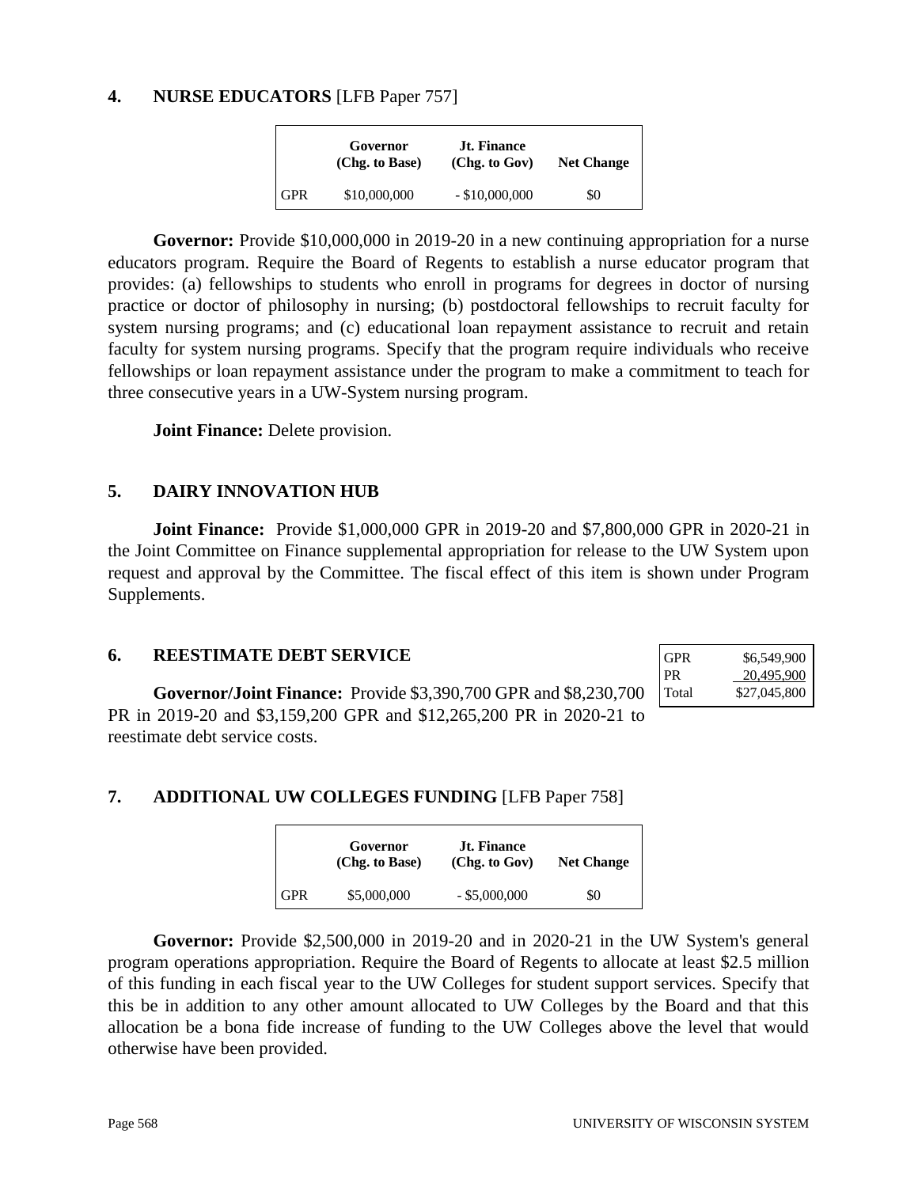## 4. NURSE EDUCATORS [LFB Paper 757]

| | Governor (Chg. to Base) | Jt. Finance (Chg. to Gov) | Net Change |
|---|---|---|---|
| GPR | $10,000,000 | - $10,000,000 | $0 |

**Governor:** Provide $10,000,000 in 2019-20 in a new continuing appropriation for a nurse educators program. Require the Board of Regents to establish a nurse educator program that provides: (a) fellowships to students who enroll in programs for degrees in doctor of nursing practice or doctor of philosophy in nursing; (b) postdoctoral fellowships to recruit faculty for system nursing programs; and (c) educational loan repayment assistance to recruit and retain faculty for system nursing programs. Specify that the program require individuals who receive fellowships or loan repayment assistance under the program to make a commitment to teach for three consecutive years in a UW-System nursing program.

**Joint Finance:** Delete provision.

## 5. DAIRY INNOVATION HUB

**Joint Finance:** Provide $1,000,000 GPR in 2019-20 and $7,800,000 GPR in 2020-21 in the Joint Committee on Finance supplemental appropriation for release to the UW System upon request and approval by the Committee. The fiscal effect of this item is shown under Program Supplements.

## 6. REESTIMATE DEBT SERVICE

| | |
|---|---|
| GPR | $6,549,900 |
| PR | 20,495,900 |
| Total | $27,045,800 |

**Governor/Joint Finance:** Provide $3,390,700 GPR and $8,230,700 PR in 2019-20 and $3,159,200 GPR and $12,265,200 PR in 2020-21 to reestimate debt service costs.

## 7. ADDITIONAL UW COLLEGES FUNDING [LFB Paper 758]

| | Governor (Chg. to Base) | Jt. Finance (Chg. to Gov) | Net Change |
|---|---|---|---|
| GPR | $5,000,000 | - $5,000,000 | $0 |

**Governor:** Provide $2,500,000 in 2019-20 and in 2020-21 in the UW System's general program operations appropriation. Require the Board of Regents to allocate at least $2.5 million of this funding in each fiscal year to the UW Colleges for student support services. Specify that this be in addition to any other amount allocated to UW Colleges by the Board and that this allocation be a bona fide increase of funding to the UW Colleges above the level that would otherwise have been provided.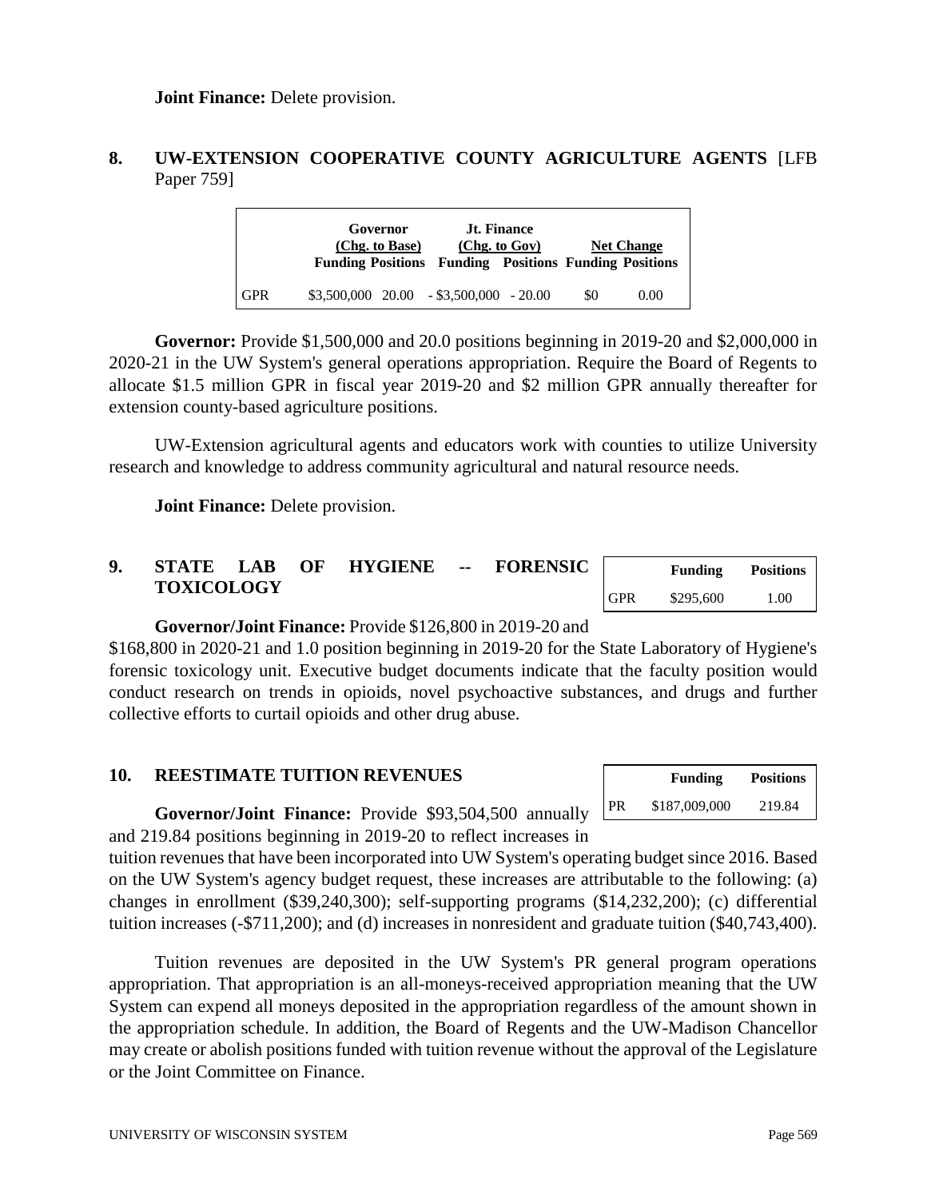**Joint Finance:** Delete provision.

## 8. UW-EXTENSION COOPERATIVE COUNTY AGRICULTURE AGENTS [LFB Paper 759]

| | Governor (Chg. to Base) | | Jt. Finance (Chg. to Gov) | | Net Change | |
|---|---|---|---|---|---|---|
| | Funding | Positions | Funding | Positions | Funding | Positions |
| GPR | $3,500,000 | 20.00 | - $3,500,000 | - 20.00 | $0 | 0.00 |

**Governor:** Provide $1,500,000 and 20.0 positions beginning in 2019-20 and $2,000,000 in 2020-21 in the UW System's general operations appropriation. Require the Board of Regents to allocate $1.5 million GPR in fiscal year 2019-20 and $2 million GPR annually thereafter for extension county-based agriculture positions.

UW-Extension agricultural agents and educators work with counties to utilize University research and knowledge to address community agricultural and natural resource needs.

**Joint Finance:** Delete provision.

## 9. STATE LAB OF HYGIENE -- FORENSIC TOXICOLOGY

| | Funding | Positions |
|---|---|---|
| GPR | $295,600 | 1.00 |

**Governor/Joint Finance:** Provide $126,800 in 2019-20 and $168,800 in 2020-21 and 1.0 position beginning in 2019-20 for the State Laboratory of Hygiene's forensic toxicology unit. Executive budget documents indicate that the faculty position would conduct research on trends in opioids, novel psychoactive substances, and drugs and further collective efforts to curtail opioids and other drug abuse.

## 10. REESTIMATE TUITION REVENUES

| | Funding | Positions |
|---|---|---|
| PR | $187,009,000 | 219.84 |

**Governor/Joint Finance:** Provide $93,504,500 annually and 219.84 positions beginning in 2019-20 to reflect increases in tuition revenues that have been incorporated into UW System's operating budget since 2016. Based on the UW System's agency budget request, these increases are attributable to the following: (a) changes in enrollment ($39,240,300); self-supporting programs ($14,232,200); (c) differential tuition increases (-$711,200); and (d) increases in nonresident and graduate tuition ($40,743,400).

Tuition revenues are deposited in the UW System's PR general program operations appropriation. That appropriation is an all-moneys-received appropriation meaning that the UW System can expend all moneys deposited in the appropriation regardless of the amount shown in the appropriation schedule. In addition, the Board of Regents and the UW-Madison Chancellor may create or abolish positions funded with tuition revenue without the approval of the Legislature or the Joint Committee on Finance.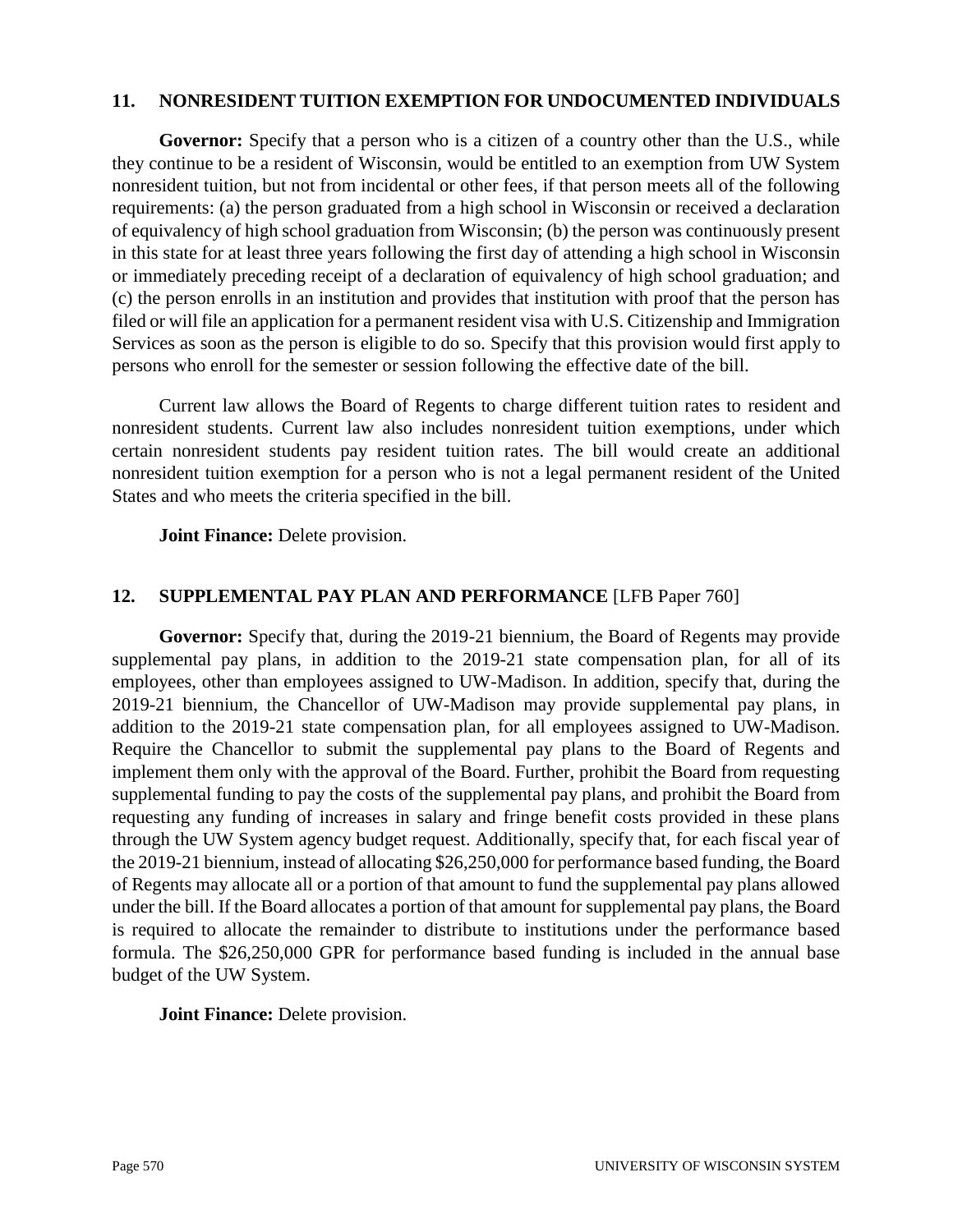## 11. NONRESIDENT TUITION EXEMPTION FOR UNDOCUMENTED INDIVIDUALS

**Governor:** Specify that a person who is a citizen of a country other than the U.S., while they continue to be a resident of Wisconsin, would be entitled to an exemption from UW System nonresident tuition, but not from incidental or other fees, if that person meets all of the following requirements: (a) the person graduated from a high school in Wisconsin or received a declaration of equivalency of high school graduation from Wisconsin; (b) the person was continuously present in this state for at least three years following the first day of attending a high school in Wisconsin or immediately preceding receipt of a declaration of equivalency of high school graduation; and (c) the person enrolls in an institution and provides that institution with proof that the person has filed or will file an application for a permanent resident visa with U.S. Citizenship and Immigration Services as soon as the person is eligible to do so. Specify that this provision would first apply to persons who enroll for the semester or session following the effective date of the bill.

Current law allows the Board of Regents to charge different tuition rates to resident and nonresident students. Current law also includes nonresident tuition exemptions, under which certain nonresident students pay resident tuition rates. The bill would create an additional nonresident tuition exemption for a person who is not a legal permanent resident of the United States and who meets the criteria specified in the bill.

**Joint Finance:** Delete provision.

## 12. SUPPLEMENTAL PAY PLAN AND PERFORMANCE [LFB Paper 760]

**Governor:** Specify that, during the 2019-21 biennium, the Board of Regents may provide supplemental pay plans, in addition to the 2019-21 state compensation plan, for all of its employees, other than employees assigned to UW-Madison. In addition, specify that, during the 2019-21 biennium, the Chancellor of UW-Madison may provide supplemental pay plans, in addition to the 2019-21 state compensation plan, for all employees assigned to UW-Madison. Require the Chancellor to submit the supplemental pay plans to the Board of Regents and implement them only with the approval of the Board. Further, prohibit the Board from requesting supplemental funding to pay the costs of the supplemental pay plans, and prohibit the Board from requesting any funding of increases in salary and fringe benefit costs provided in these plans through the UW System agency budget request. Additionally, specify that, for each fiscal year of the 2019-21 biennium, instead of allocating $26,250,000 for performance based funding, the Board of Regents may allocate all or a portion of that amount to fund the supplemental pay plans allowed under the bill. If the Board allocates a portion of that amount for supplemental pay plans, the Board is required to allocate the remainder to distribute to institutions under the performance based formula. The $26,250,000 GPR for performance based funding is included in the annual base budget of the UW System.

**Joint Finance:** Delete provision.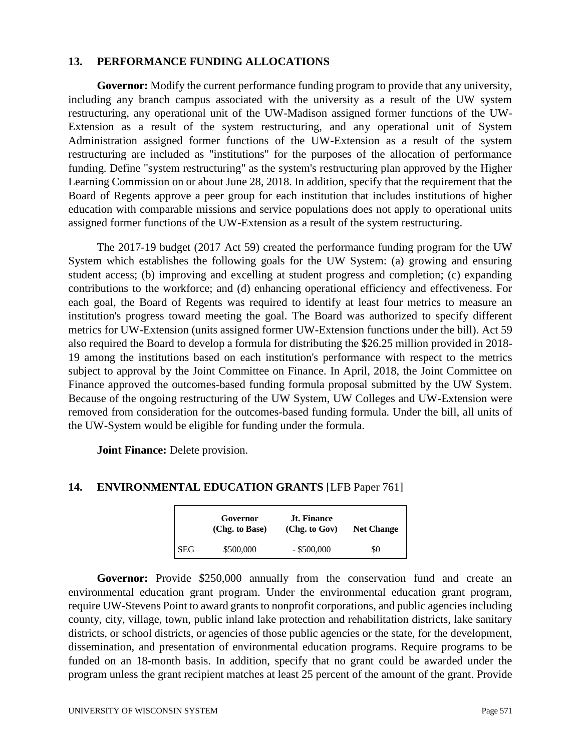## 13. PERFORMANCE FUNDING ALLOCATIONS

**Governor:** Modify the current performance funding program to provide that any university, including any branch campus associated with the university as a result of the UW system restructuring, any operational unit of the UW-Madison assigned former functions of the UW-Extension as a result of the system restructuring, and any operational unit of System Administration assigned former functions of the UW-Extension as a result of the system restructuring are included as "institutions" for the purposes of the allocation of performance funding. Define "system restructuring" as the system's restructuring plan approved by the Higher Learning Commission on or about June 28, 2018. In addition, specify that the requirement that the Board of Regents approve a peer group for each institution that includes institutions of higher education with comparable missions and service populations does not apply to operational units assigned former functions of the UW-Extension as a result of the system restructuring.

The 2017-19 budget (2017 Act 59) created the performance funding program for the UW System which establishes the following goals for the UW System: (a) growing and ensuring student access; (b) improving and excelling at student progress and completion; (c) expanding contributions to the workforce; and (d) enhancing operational efficiency and effectiveness. For each goal, the Board of Regents was required to identify at least four metrics to measure an institution's progress toward meeting the goal. The Board was authorized to specify different metrics for UW-Extension (units assigned former UW-Extension functions under the bill). Act 59 also required the Board to develop a formula for distributing the $26.25 million provided in 2018-19 among the institutions based on each institution's performance with respect to the metrics subject to approval by the Joint Committee on Finance. In April, 2018, the Joint Committee on Finance approved the outcomes-based funding formula proposal submitted by the UW System. Because of the ongoing restructuring of the UW System, UW Colleges and UW-Extension were removed from consideration for the outcomes-based funding formula. Under the bill, all units of the UW-System would be eligible for funding under the formula.

**Joint Finance:** Delete provision.

## 14. ENVIRONMENTAL EDUCATION GRANTS [LFB Paper 761]

| | Governor (Chg. to Base) | Jt. Finance (Chg. to Gov) | Net Change |
|---|---|---|---|
| SEG | $500,000 | - $500,000 | $0 |

**Governor:** Provide $250,000 annually from the conservation fund and create an environmental education grant program. Under the environmental education grant program, require UW-Stevens Point to award grants to nonprofit corporations, and public agencies including county, city, village, town, public inland lake protection and rehabilitation districts, lake sanitary districts, or school districts, or agencies of those public agencies or the state, for the development, dissemination, and presentation of environmental education programs. Require programs to be funded on an 18-month basis. In addition, specify that no grant could be awarded under the program unless the grant recipient matches at least 25 percent of the amount of the grant. Provide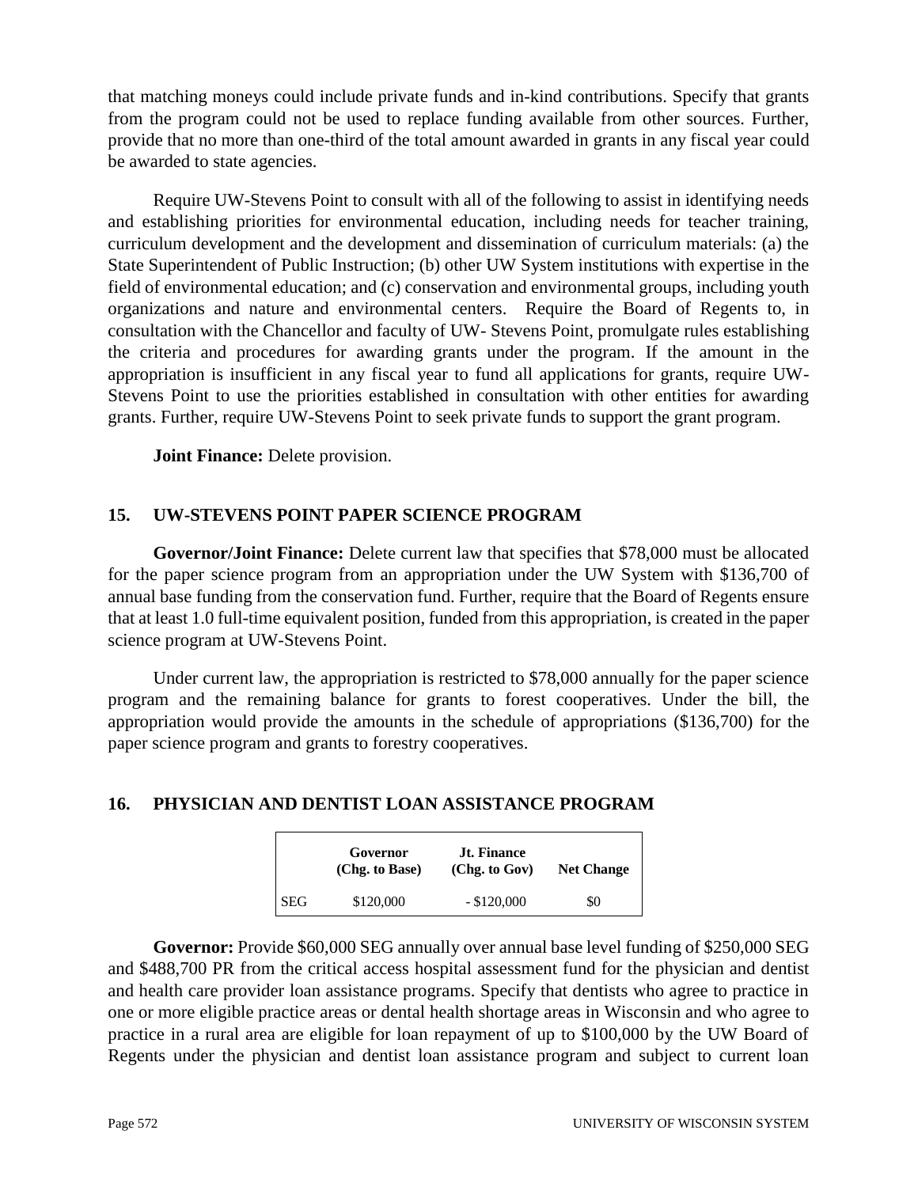that matching moneys could include private funds and in-kind contributions. Specify that grants from the program could not be used to replace funding available from other sources. Further, provide that no more than one-third of the total amount awarded in grants in any fiscal year could be awarded to state agencies.

Require UW-Stevens Point to consult with all of the following to assist in identifying needs and establishing priorities for environmental education, including needs for teacher training, curriculum development and the development and dissemination of curriculum materials: (a) the State Superintendent of Public Instruction; (b) other UW System institutions with expertise in the field of environmental education; and (c) conservation and environmental groups, including youth organizations and nature and environmental centers. Require the Board of Regents to, in consultation with the Chancellor and faculty of UW- Stevens Point, promulgate rules establishing the criteria and procedures for awarding grants under the program. If the amount in the appropriation is insufficient in any fiscal year to fund all applications for grants, require UW-Stevens Point to use the priorities established in consultation with other entities for awarding grants. Further, require UW-Stevens Point to seek private funds to support the grant program.

**Joint Finance:** Delete provision.

## 15. UW-STEVENS POINT PAPER SCIENCE PROGRAM

**Governor/Joint Finance:** Delete current law that specifies that $78,000 must be allocated for the paper science program from an appropriation under the UW System with $136,700 of annual base funding from the conservation fund. Further, require that the Board of Regents ensure that at least 1.0 full-time equivalent position, funded from this appropriation, is created in the paper science program at UW-Stevens Point.

Under current law, the appropriation is restricted to $78,000 annually for the paper science program and the remaining balance for grants to forest cooperatives. Under the bill, the appropriation would provide the amounts in the schedule of appropriations ($136,700) for the paper science program and grants to forestry cooperatives.

## 16. PHYSICIAN AND DENTIST LOAN ASSISTANCE PROGRAM

| | Governor (Chg. to Base) | Jt. Finance (Chg. to Gov) | Net Change |
|---|---|---|---|
| SEG | $120,000 | - $120,000 | $0 |

**Governor:** Provide $60,000 SEG annually over annual base level funding of $250,000 SEG and $488,700 PR from the critical access hospital assessment fund for the physician and dentist and health care provider loan assistance programs. Specify that dentists who agree to practice in one or more eligible practice areas or dental health shortage areas in Wisconsin and who agree to practice in a rural area are eligible for loan repayment of up to $100,000 by the UW Board of Regents under the physician and dentist loan assistance program and subject to current loan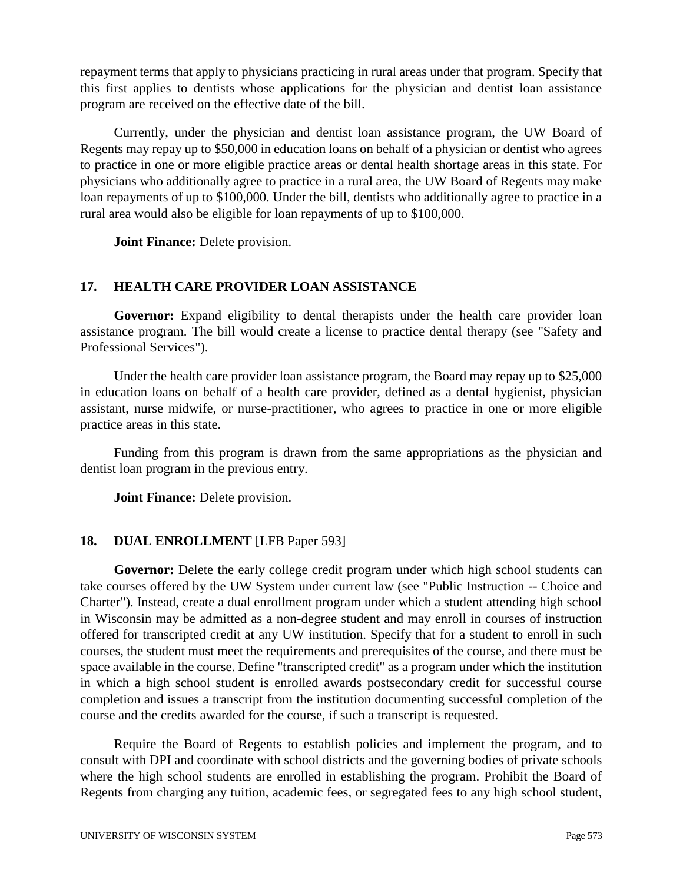repayment terms that apply to physicians practicing in rural areas under that program. Specify that this first applies to dentists whose applications for the physician and dentist loan assistance program are received on the effective date of the bill.

Currently, under the physician and dentist loan assistance program, the UW Board of Regents may repay up to $50,000 in education loans on behalf of a physician or dentist who agrees to practice in one or more eligible practice areas or dental health shortage areas in this state. For physicians who additionally agree to practice in a rural area, the UW Board of Regents may make loan repayments of up to $100,000. Under the bill, dentists who additionally agree to practice in a rural area would also be eligible for loan repayments of up to $100,000.

**Joint Finance:** Delete provision.

## 17. HEALTH CARE PROVIDER LOAN ASSISTANCE

**Governor:** Expand eligibility to dental therapists under the health care provider loan assistance program. The bill would create a license to practice dental therapy (see "Safety and Professional Services").

Under the health care provider loan assistance program, the Board may repay up to $25,000 in education loans on behalf of a health care provider, defined as a dental hygienist, physician assistant, nurse midwife, or nurse-practitioner, who agrees to practice in one or more eligible practice areas in this state.

Funding from this program is drawn from the same appropriations as the physician and dentist loan program in the previous entry.

**Joint Finance:** Delete provision.

## 18. DUAL ENROLLMENT [LFB Paper 593]

**Governor:** Delete the early college credit program under which high school students can take courses offered by the UW System under current law (see "Public Instruction -- Choice and Charter"). Instead, create a dual enrollment program under which a student attending high school in Wisconsin may be admitted as a non-degree student and may enroll in courses of instruction offered for transcripted credit at any UW institution. Specify that for a student to enroll in such courses, the student must meet the requirements and prerequisites of the course, and there must be space available in the course. Define "transcripted credit" as a program under which the institution in which a high school student is enrolled awards postsecondary credit for successful course completion and issues a transcript from the institution documenting successful completion of the course and the credits awarded for the course, if such a transcript is requested.

Require the Board of Regents to establish policies and implement the program, and to consult with DPI and coordinate with school districts and the governing bodies of private schools where the high school students are enrolled in establishing the program. Prohibit the Board of Regents from charging any tuition, academic fees, or segregated fees to any high school student,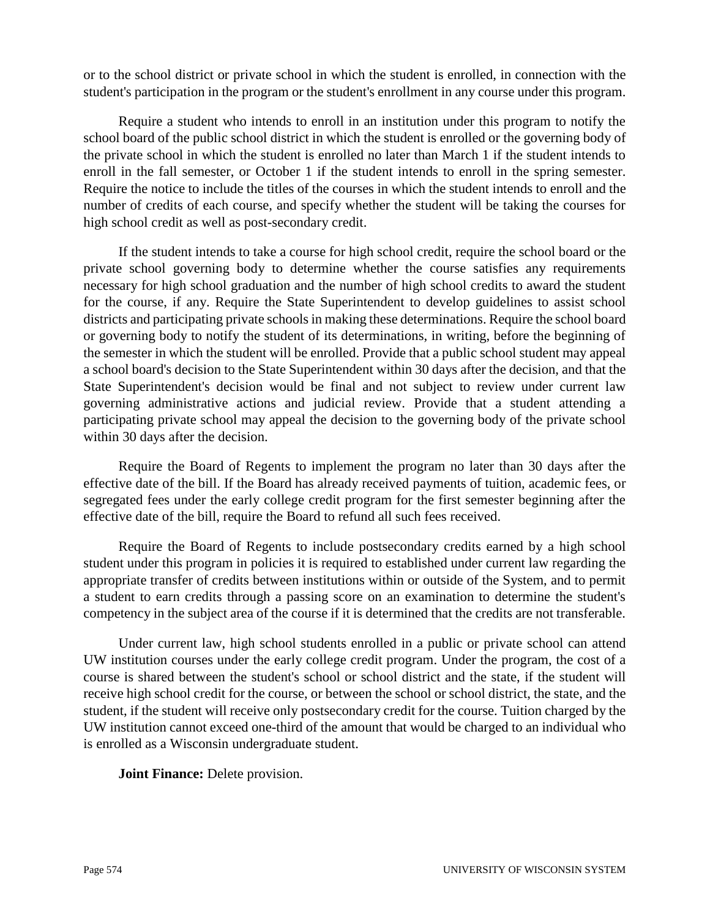or to the school district or private school in which the student is enrolled, in connection with the student's participation in the program or the student's enrollment in any course under this program.

Require a student who intends to enroll in an institution under this program to notify the school board of the public school district in which the student is enrolled or the governing body of the private school in which the student is enrolled no later than March 1 if the student intends to enroll in the fall semester, or October 1 if the student intends to enroll in the spring semester. Require the notice to include the titles of the courses in which the student intends to enroll and the number of credits of each course, and specify whether the student will be taking the courses for high school credit as well as post-secondary credit.

If the student intends to take a course for high school credit, require the school board or the private school governing body to determine whether the course satisfies any requirements necessary for high school graduation and the number of high school credits to award the student for the course, if any. Require the State Superintendent to develop guidelines to assist school districts and participating private schools in making these determinations. Require the school board or governing body to notify the student of its determinations, in writing, before the beginning of the semester in which the student will be enrolled. Provide that a public school student may appeal a school board's decision to the State Superintendent within 30 days after the decision, and that the State Superintendent's decision would be final and not subject to review under current law governing administrative actions and judicial review. Provide that a student attending a participating private school may appeal the decision to the governing body of the private school within 30 days after the decision.

Require the Board of Regents to implement the program no later than 30 days after the effective date of the bill. If the Board has already received payments of tuition, academic fees, or segregated fees under the early college credit program for the first semester beginning after the effective date of the bill, require the Board to refund all such fees received.

Require the Board of Regents to include postsecondary credits earned by a high school student under this program in policies it is required to established under current law regarding the appropriate transfer of credits between institutions within or outside of the System, and to permit a student to earn credits through a passing score on an examination to determine the student's competency in the subject area of the course if it is determined that the credits are not transferable.

Under current law, high school students enrolled in a public or private school can attend UW institution courses under the early college credit program. Under the program, the cost of a course is shared between the student's school or school district and the state, if the student will receive high school credit for the course, or between the school or school district, the state, and the student, if the student will receive only postsecondary credit for the course. Tuition charged by the UW institution cannot exceed one-third of the amount that would be charged to an individual who is enrolled as a Wisconsin undergraduate student.

**Joint Finance:** Delete provision.